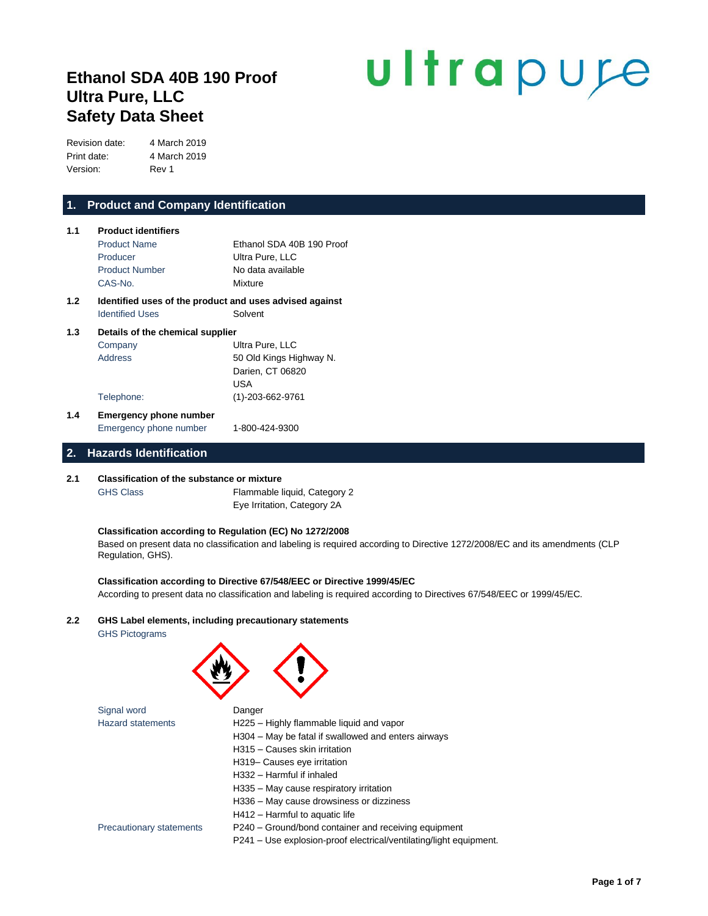# Ethanol SDA 40B 190 Proof
# Ultra Pure, LLC
# Safety Data Sheet

ultrapure

| | |
|---|---|
| Revision date: | 4 March 2019 |
| Print date: | 4 March 2019 |
| Version: | Rev 1 |

## 1. Product and Company Identification

### 1.1 Product identifiers

| | |
|---|---|
| Product Name | Ethanol SDA 40B 190 Proof |
| Producer | Ultra Pure, LLC |
| Product Number | No data available |
| CAS-No. | Mixture |

### 1.2 Identified uses of the product and uses advised against

| | |
|---|---|
| Identified Uses | Solvent |

### 1.3 Details of the chemical supplier

| | |
|---|---|
| Company | Ultra Pure, LLC |
| Address | 50 Old Kings Highway N.<br>Darien, CT 06820<br>USA |
| Telephone: | (1)-203-662-9761 |

### 1.4 Emergency phone number

| | |
|---|---|
| Emergency phone number | 1-800-424-9300 |

## 2. Hazards Identification

### 2.1 Classification of the substance or mixture

| | |
|---|---|
| GHS Class | Flammable liquid, Category 2<br>Eye Irritation, Category 2A |

**Classification according to Regulation (EC) No 1272/2008**

Based on present data no classification and labeling is required according to Directive 1272/2008/EC and its amendments (CLP Regulation, GHS).

**Classification according to Directive 67/548/EEC or Directive 1999/45/EC**

According to present data no classification and labeling is required according to Directives 67/548/EEC or 1999/45/EC.

### 2.2 GHS Label elements, including precautionary statements

GHS Pictograms

| | |
|---|---|
| Signal word | Danger |
| Hazard statements | H225 – Highly flammable liquid and vapor<br>H304 – May be fatal if swallowed and enters airways<br>H315 – Causes skin irritation<br>H319– Causes eye irritation<br>H332 – Harmful if inhaled<br>H335 – May cause respiratory irritation<br>H336 – May cause drowsiness or dizziness<br>H412 – Harmful to aquatic life |
| Precautionary statements | P240 – Ground/bond container and receiving equipment<br>P241 – Use explosion-proof electrical/ventilating/light equipment. |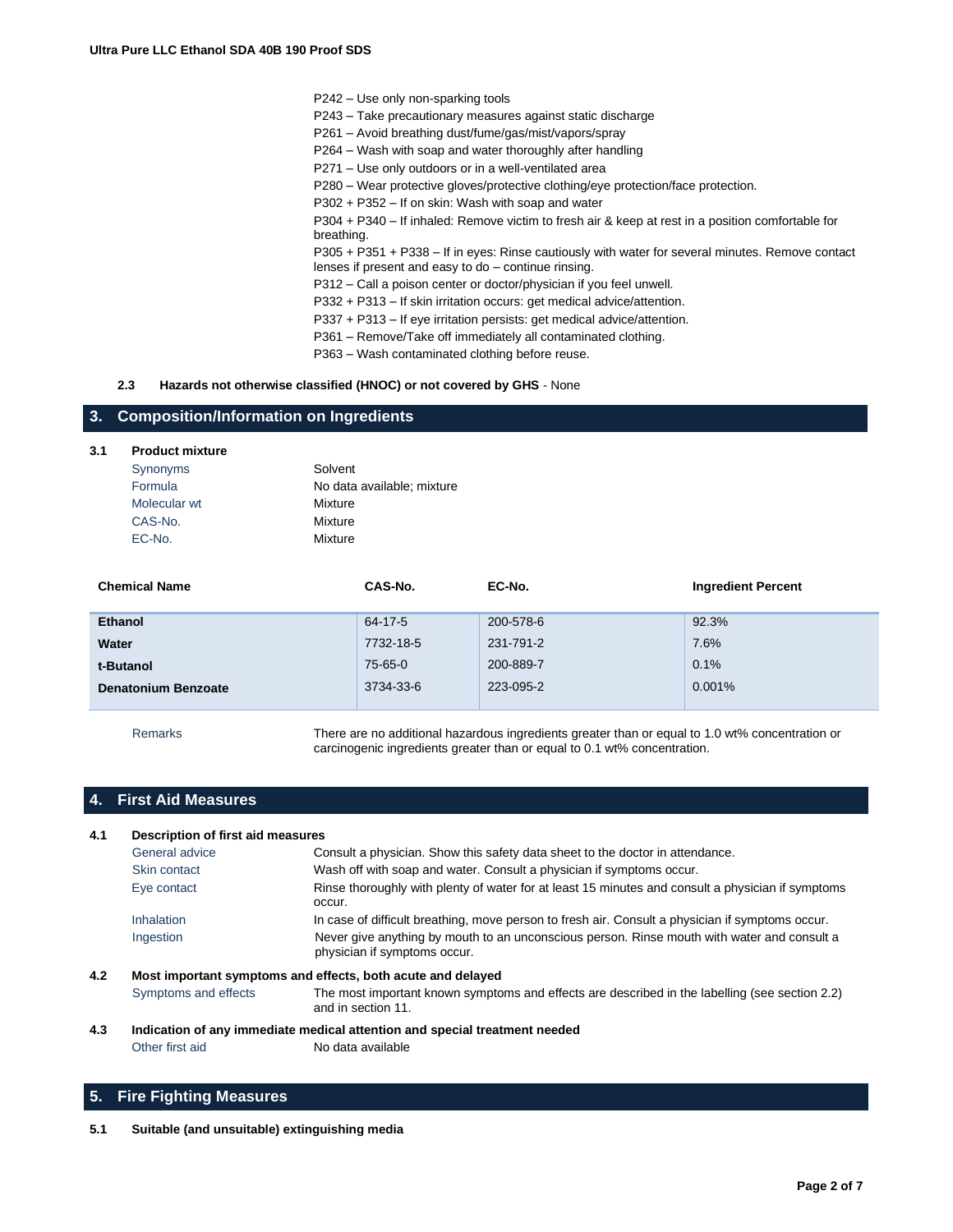P242 – Use only non-sparking tools
P243 – Take precautionary measures against static discharge
P261 – Avoid breathing dust/fume/gas/mist/vapors/spray
P264 – Wash with soap and water thoroughly after handling
P271 – Use only outdoors or in a well-ventilated area
P280 – Wear protective gloves/protective clothing/eye protection/face protection.
P302 + P352 – If on skin: Wash with soap and water
P304 + P340 – If inhaled: Remove victim to fresh air & keep at rest in a position comfortable for breathing.
P305 + P351 + P338 – If in eyes: Rinse cautiously with water for several minutes. Remove contact lenses if present and easy to do – continue rinsing.
P312 – Call a poison center or doctor/physician if you feel unwell.
P332 + P313 – If skin irritation occurs: get medical advice/attention.
P337 + P313 – If eye irritation persists: get medical advice/attention.
P361 – Remove/Take off immediately all contaminated clothing.
P363 – Wash contaminated clothing before reuse.

**2.3 Hazards not otherwise classified (HNOC) or not covered by GHS** - None

## 3. Composition/Information on Ingredients

**3.1 Product mixture**

| | |
|---|---|
| Synonyms | Solvent |
| Formula | No data available; mixture |
| Molecular wt | Mixture |
| CAS-No. | Mixture |
| EC-No. | Mixture |

| Chemical Name | CAS-No. | EC-No. | Ingredient Percent |
|---|---|---|---|
| **Ethanol** | 64-17-5 | 200-578-6 | 92.3% |
| **Water** | 7732-18-5 | 231-791-2 | 7.6% |
| **t-Butanol** | 75-65-0 | 200-889-7 | 0.1% |
| **Denatonium Benzoate** | 3734-33-6 | 223-095-2 | 0.001% |

Remarks: There are no additional hazardous ingredients greater than or equal to 1.0 wt% concentration or carcinogenic ingredients greater than or equal to 0.1 wt% concentration.

## 4. First Aid Measures

**4.1 Description of first aid measures**

| | |
|---|---|
| General advice | Consult a physician. Show this safety data sheet to the doctor in attendance. |
| Skin contact | Wash off with soap and water. Consult a physician if symptoms occur. |
| Eye contact | Rinse thoroughly with plenty of water for at least 15 minutes and consult a physician if symptoms occur. |
| Inhalation | In case of difficult breathing, move person to fresh air. Consult a physician if symptoms occur. |
| Ingestion | Never give anything by mouth to an unconscious person. Rinse mouth with water and consult a physician if symptoms occur. |

**4.2 Most important symptoms and effects, both acute and delayed**

Symptoms and effects: The most important known symptoms and effects are described in the labelling (see section 2.2) and in section 11.

**4.3 Indication of any immediate medical attention and special treatment needed**

Other first aid: No data available

## 5. Fire Fighting Measures

**5.1 Suitable (and unsuitable) extinguishing media**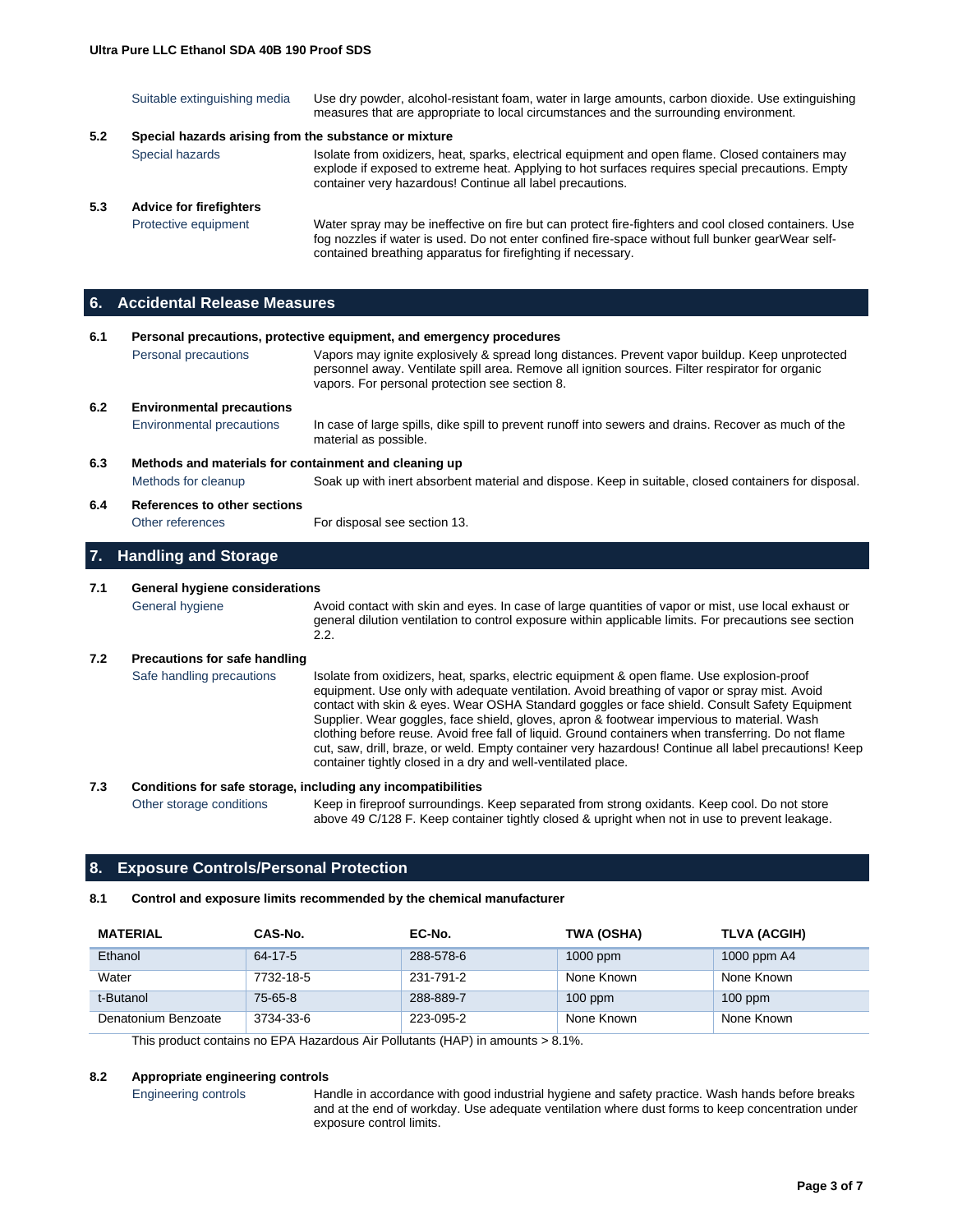| | |
|---|---|
| Suitable extinguishing media | Use dry powder, alcohol-resistant foam, water in large amounts, carbon dioxide. Use extinguishing measures that are appropriate to local circumstances and the surrounding environment. |

**5.2 Special hazards arising from the substance or mixture**

| | |
|---|---|
| Special hazards | Isolate from oxidizers, heat, sparks, electrical equipment and open flame. Closed containers may explode if exposed to extreme heat. Applying to hot surfaces requires special precautions. Empty container very hazardous! Continue all label precautions. |

**5.3 Advice for firefighters**

| | |
|---|---|
| Protective equipment | Water spray may be ineffective on fire but can protect fire-fighters and cool closed containers. Use fog nozzles if water is used. Do not enter confined fire-space without full bunker gearWear self-contained breathing apparatus for firefighting if necessary. |

## 6. Accidental Release Measures

**6.1 Personal precautions, protective equipment, and emergency procedures**

| | |
|---|---|
| Personal precautions | Vapors may ignite explosively & spread long distances. Prevent vapor buildup. Keep unprotected personnel away. Ventilate spill area. Remove all ignition sources. Filter respirator for organic vapors. For personal protection see section 8. |

**6.2 Environmental precautions**

| | |
|---|---|
| Environmental precautions | In case of large spills, dike spill to prevent runoff into sewers and drains. Recover as much of the material as possible. |

**6.3 Methods and materials for containment and cleaning up**

| | |
|---|---|
| Methods for cleanup | Soak up with inert absorbent material and dispose. Keep in suitable, closed containers for disposal. |

**6.4 References to other sections**

| | |
|---|---|
| Other references | For disposal see section 13. |

## 7. Handling and Storage

**7.1 General hygiene considerations**

| | |
|---|---|
| General hygiene | Avoid contact with skin and eyes. In case of large quantities of vapor or mist, use local exhaust or general dilution ventilation to control exposure within applicable limits. For precautions see section 2.2. |

**7.2 Precautions for safe handling**

| | |
|---|---|
| Safe handling precautions | Isolate from oxidizers, heat, sparks, electric equipment & open flame. Use explosion-proof equipment. Use only with adequate ventilation. Avoid breathing of vapor or spray mist. Avoid contact with skin & eyes. Wear OSHA Standard goggles or face shield. Consult Safety Equipment Supplier. Wear goggles, face shield, gloves, apron & footwear impervious to material. Wash clothing before reuse. Avoid free fall of liquid. Ground containers when transferring. Do not flame cut, saw, drill, braze, or weld. Empty container very hazardous! Continue all label precautions! Keep container tightly closed in a dry and well-ventilated place. |

**7.3 Conditions for safe storage, including any incompatibilities**

| | |
|---|---|
| Other storage conditions | Keep in fireproof surroundings. Keep separated from strong oxidants. Keep cool. Do not store above 49 C/128 F. Keep container tightly closed & upright when not in use to prevent leakage. |

## 8. Exposure Controls/Personal Protection

**8.1 Control and exposure limits recommended by the chemical manufacturer**

| MATERIAL | CAS-No. | EC-No. | TWA (OSHA) | TLVA (ACGIH) |
|---|---|---|---|---|
| Ethanol | 64-17-5 | 288-578-6 | 1000 ppm | 1000 ppm A4 |
| Water | 7732-18-5 | 231-791-2 | None Known | None Known |
| t-Butanol | 75-65-8 | 288-889-7 | 100 ppm | 100 ppm |
| Denatonium Benzoate | 3734-33-6 | 223-095-2 | None Known | None Known |

This product contains no EPA Hazardous Air Pollutants (HAP) in amounts > 8.1%.

**8.2 Appropriate engineering controls**

| | |
|---|---|
| Engineering controls | Handle in accordance with good industrial hygiene and safety practice. Wash hands before breaks and at the end of workday. Use adequate ventilation where dust forms to keep concentration under exposure control limits. |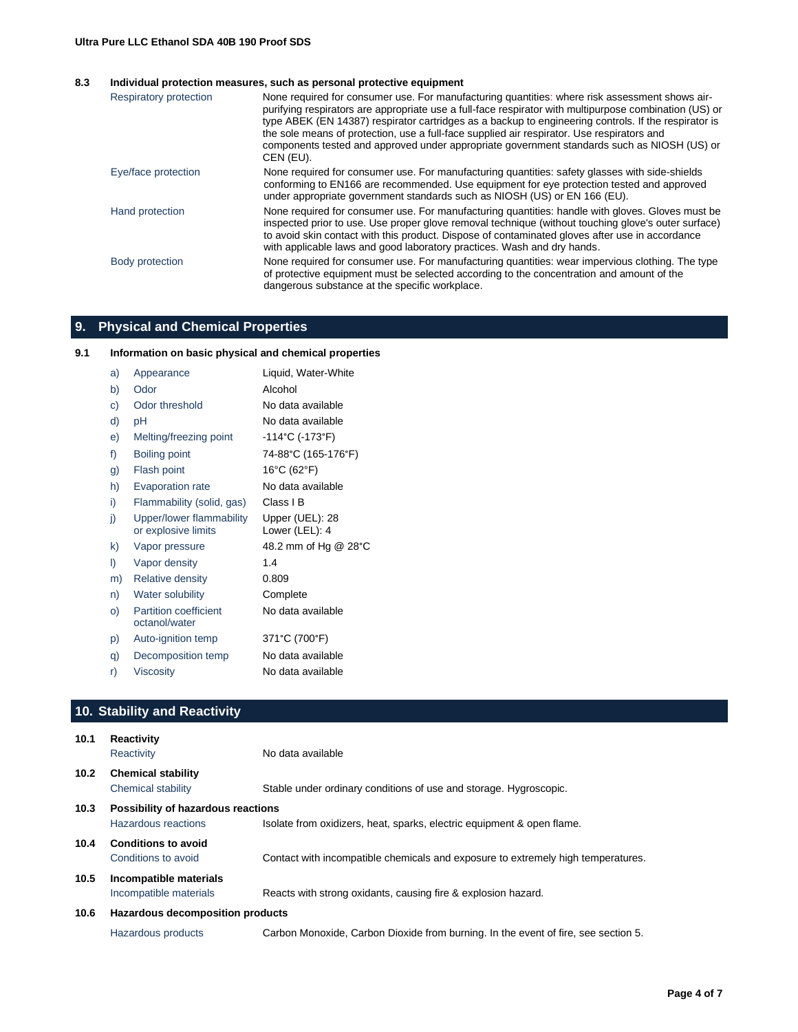### 8.3 Individual protection measures, such as personal protective equipment

| | |
|---|---|
| Respiratory protection | None required for consumer use. For manufacturing quantities: where risk assessment shows air-purifying respirators are appropriate use a full-face respirator with multipurpose combination (US) or type ABEK (EN 14387) respirator cartridges as a backup to engineering controls. If the respirator is the sole means of protection, use a full-face supplied air respirator. Use respirators and components tested and approved under appropriate government standards such as NIOSH (US) or CEN (EU). |
| Eye/face protection | None required for consumer use. For manufacturing quantities: safety glasses with side-shields conforming to EN166 are recommended. Use equipment for eye protection tested and approved under appropriate government standards such as NIOSH (US) or EN 166 (EU). |
| Hand protection | None required for consumer use. For manufacturing quantities: handle with gloves. Gloves must be inspected prior to use. Use proper glove removal technique (without touching glove's outer surface) to avoid skin contact with this product. Dispose of contaminated gloves after use in accordance with applicable laws and good laboratory practices. Wash and dry hands. |
| Body protection | None required for consumer use. For manufacturing quantities: wear impervious clothing. The type of protective equipment must be selected according to the concentration and amount of the dangerous substance at the specific workplace. |

## 9. Physical and Chemical Properties

### 9.1 Information on basic physical and chemical properties

| | | |
|---|---|---|
| a) | Appearance | Liquid, Water-White |
| b) | Odor | Alcohol |
| c) | Odor threshold | No data available |
| d) | pH | No data available |
| e) | Melting/freezing point | -114°C (-173°F) |
| f) | Boiling point | 74-88°C (165-176°F) |
| g) | Flash point | 16°C (62°F) |
| h) | Evaporation rate | No data available |
| i) | Flammability (solid, gas) | Class I B |
| j) | Upper/lower flammability or explosive limits | Upper (UEL): 28<br>Lower (LEL): 4 |
| k) | Vapor pressure | 48.2 mm of Hg @ 28°C |
| l) | Vapor density | 1.4 |
| m) | Relative density | 0.809 |
| n) | Water solubility | Complete |
| o) | Partition coefficient octanol/water | No data available |
| p) | Auto-ignition temp | 371°C (700°F) |
| q) | Decomposition temp | No data available |
| r) | Viscosity | No data available |

## 10. Stability and Reactivity

### 10.1 Reactivity

| | |
|---|---|
| Reactivity | No data available |

### 10.2 Chemical stability

| | |
|---|---|
| Chemical stability | Stable under ordinary conditions of use and storage. Hygroscopic. |

### 10.3 Possibility of hazardous reactions

| | |
|---|---|
| Hazardous reactions | Isolate from oxidizers, heat, sparks, electric equipment & open flame. |

### 10.4 Conditions to avoid

| | |
|---|---|
| Conditions to avoid | Contact with incompatible chemicals and exposure to extremely high temperatures. |

### 10.5 Incompatible materials

| | |
|---|---|
| Incompatible materials | Reacts with strong oxidants, causing fire & explosion hazard. |

### 10.6 Hazardous decomposition products

| | |
|---|---|
| Hazardous products | Carbon Monoxide, Carbon Dioxide from burning. In the event of fire, see section 5. |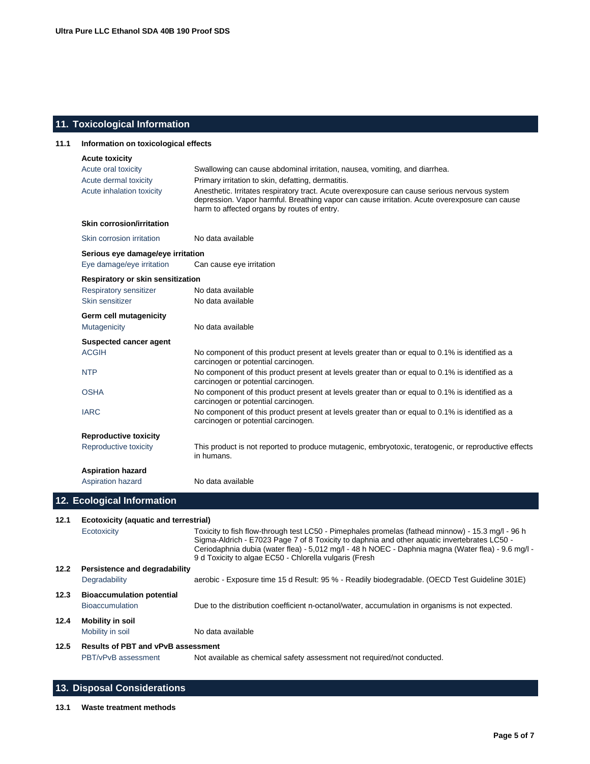## 11. Toxicological Information

### 11.1 Information on toxicological effects

**Acute toxicity**

| | |
|---|---|
| Acute oral toxicity | Swallowing can cause abdominal irritation, nausea, vomiting, and diarrhea. |
| Acute dermal toxicity | Primary irritation to skin, defatting, dermatitis. |
| Acute inhalation toxicity | Anesthetic. Irritates respiratory tract. Acute overexposure can cause serious nervous system depression. Vapor harmful. Breathing vapor can cause irritation. Acute overexposure can cause harm to affected organs by routes of entry. |

**Skin corrosion/irritation**

| | |
|---|---|
| Skin corrosion irritation | No data available |

**Serious eye damage/eye irritation**

| | |
|---|---|
| Eye damage/eye irritation | Can cause eye irritation |

**Respiratory or skin sensitization**

| | |
|---|---|
| Respiratory sensitizer | No data available |
| Skin sensitizer | No data available |

**Germ cell mutagenicity**

| | |
|---|---|
| Mutagenicity | No data available |

**Suspected cancer agent**

| | |
|---|---|
| ACGIH | No component of this product present at levels greater than or equal to 0.1% is identified as a carcinogen or potential carcinogen. |
| NTP | No component of this product present at levels greater than or equal to 0.1% is identified as a carcinogen or potential carcinogen. |
| OSHA | No component of this product present at levels greater than or equal to 0.1% is identified as a carcinogen or potential carcinogen. |
| IARC | No component of this product present at levels greater than or equal to 0.1% is identified as a carcinogen or potential carcinogen. |

**Reproductive toxicity**

| | |
|---|---|
| Reproductive toxicity | This product is not reported to produce mutagenic, embryotoxic, teratogenic, or reproductive effects in humans. |

**Aspiration hazard**

| | |
|---|---|
| Aspiration hazard | No data available |

## 12. Ecological Information

### 12.1 Ecotoxicity (aquatic and terrestrial)

| | |
|---|---|
| Ecotoxicity | Toxicity to fish flow-through test LC50 - Pimephales promelas (fathead minnow) - 15.3 mg/l - 96 h Sigma-Aldrich - E7023 Page 7 of 8 Toxicity to daphnia and other aquatic invertebrates LC50 - Ceriodaphnia dubia (water flea) - 5,012 mg/l - 48 h NOEC - Daphnia magna (Water flea) - 9.6 mg/l - 9 d Toxicity to algae EC50 - Chlorella vulgaris (Fresh |

### 12.2 Persistence and degradability

| | |
|---|---|
| Degradability | aerobic - Exposure time 15 d Result: 95 % - Readily biodegradable. (OECD Test Guideline 301E) |

### 12.3 Bioaccumulation potential

| | |
|---|---|
| Bioaccumulation | Due to the distribution coefficient n-octanol/water, accumulation in organisms is not expected. |

### 12.4 Mobility in soil

| | |
|---|---|
| Mobility in soil | No data available |

### 12.5 Results of PBT and vPvB assessment

| | |
|---|---|
| PBT/vPvB assessment | Not available as chemical safety assessment not required/not conducted. |

## 13. Disposal Considerations

### 13.1 Waste treatment methods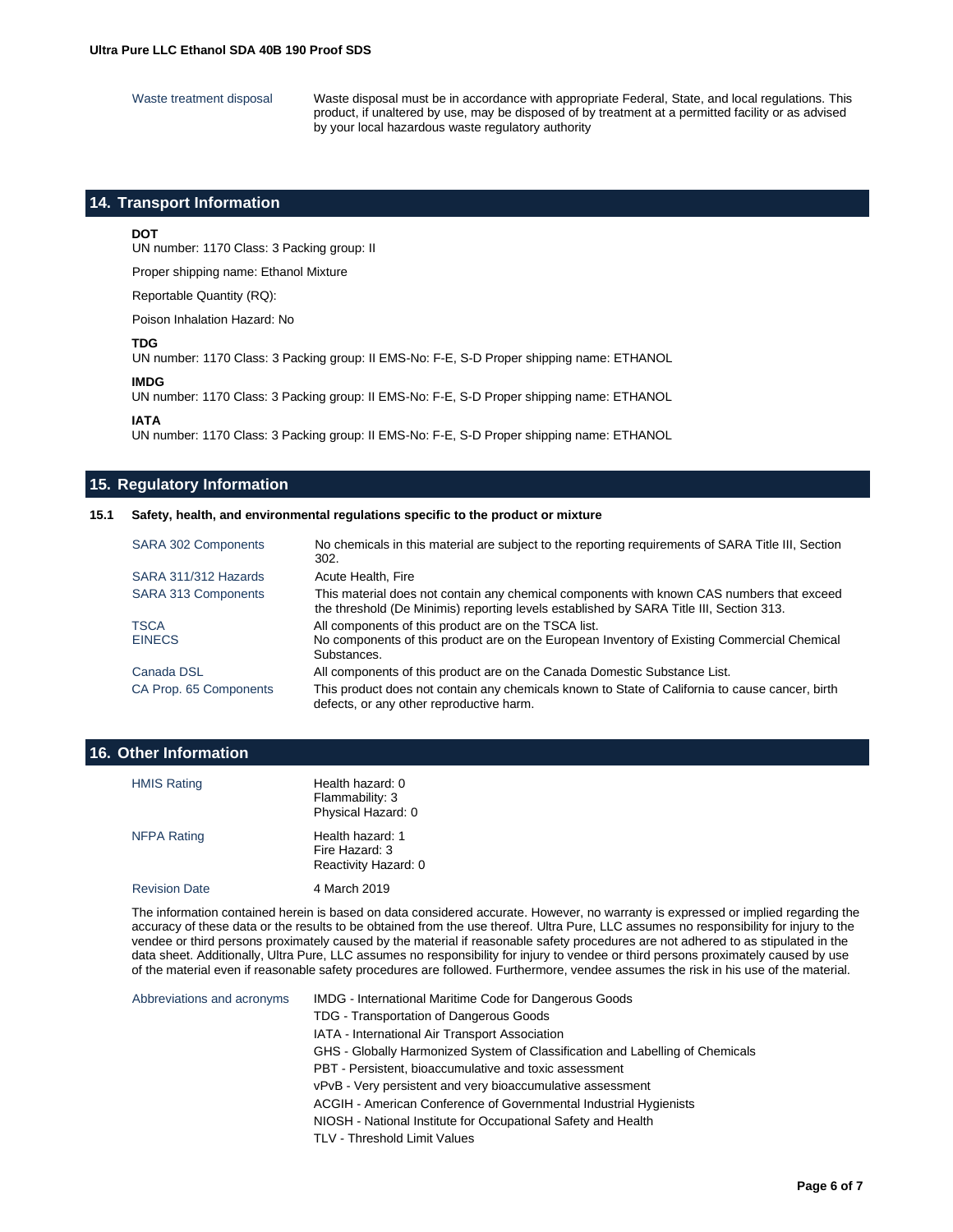| | |
|---|---|
| Waste treatment disposal | Waste disposal must be in accordance with appropriate Federal, State, and local regulations. This product, if unaltered by use, may be disposed of by treatment at a permitted facility or as advised by your local hazardous waste regulatory authority |

## 14. Transport Information

**DOT**

UN number: 1170 Class: 3 Packing group: II

Proper shipping name: Ethanol Mixture

Reportable Quantity (RQ):

Poison Inhalation Hazard: No

**TDG**

UN number: 1170 Class: 3 Packing group: II EMS-No: F-E, S-D Proper shipping name: ETHANOL

**IMDG**

UN number: 1170 Class: 3 Packing group: II EMS-No: F-E, S-D Proper shipping name: ETHANOL

**IATA**

UN number: 1170 Class: 3 Packing group: II EMS-No: F-E, S-D Proper shipping name: ETHANOL

## 15. Regulatory Information

### 15.1 Safety, health, and environmental regulations specific to the product or mixture

| | |
|---|---|
| SARA 302 Components | No chemicals in this material are subject to the reporting requirements of SARA Title III, Section 302. |
| SARA 311/312 Hazards | Acute Health, Fire |
| SARA 313 Components | This material does not contain any chemical components with known CAS numbers that exceed the threshold (De Minimis) reporting levels established by SARA Title III, Section 313. |
| TSCA | All components of this product are on the TSCA list. |
| EINECS | No components of this product are on the European Inventory of Existing Commercial Chemical Substances. |
| Canada DSL | All components of this product are on the Canada Domestic Substance List. |
| CA Prop. 65 Components | This product does not contain any chemicals known to State of California to cause cancer, birth defects, or any other reproductive harm. |

## 16. Other Information

| | |
|---|---|
| HMIS Rating | Health hazard: 0<br>Flammability: 3<br>Physical Hazard: 0 |
| NFPA Rating | Health hazard: 1<br>Fire Hazard: 3<br>Reactivity Hazard: 0 |
| Revision Date | 4 March 2019 |

The information contained herein is based on data considered accurate. However, no warranty is expressed or implied regarding the accuracy of these data or the results to be obtained from the use thereof. Ultra Pure, LLC assumes no responsibility for injury to the vendee or third persons proximately caused by the material if reasonable safety procedures are not adhered to as stipulated in the data sheet. Additionally, Ultra Pure, LLC assumes no responsibility for injury to vendee or third persons proximately caused by use of the material even if reasonable safety procedures are followed. Furthermore, vendee assumes the risk in his use of the material.

| | |
|---|---|
| Abbreviations and acronyms | IMDG - International Maritime Code for Dangerous Goods<br>TDG - Transportation of Dangerous Goods<br>IATA - International Air Transport Association<br>GHS - Globally Harmonized System of Classification and Labelling of Chemicals<br>PBT - Persistent, bioaccumulative and toxic assessment<br>vPvB - Very persistent and very bioaccumulative assessment<br>ACGIH - American Conference of Governmental Industrial Hygienists<br>NIOSH - National Institute for Occupational Safety and Health<br>TLV - Threshold Limit Values |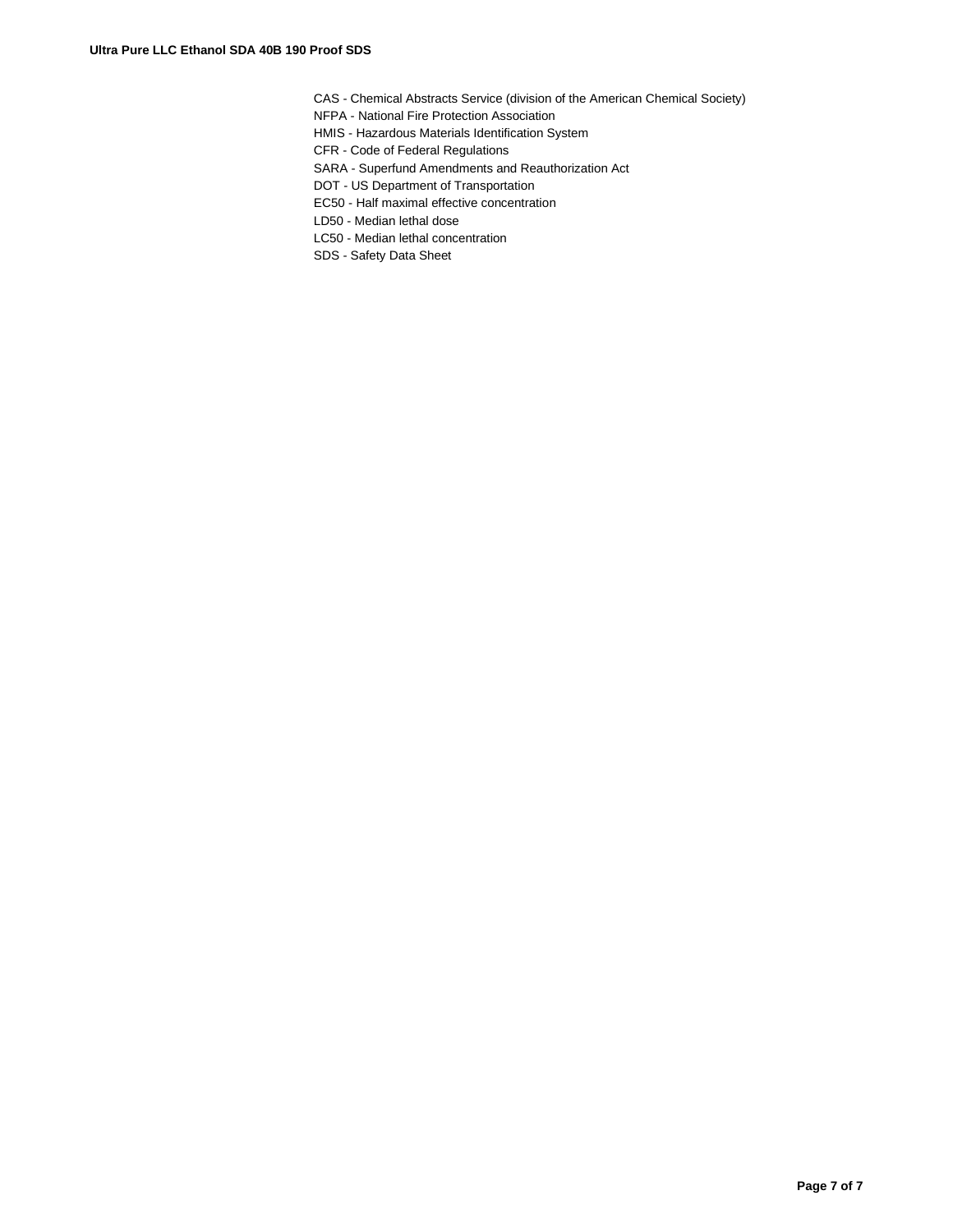CAS - Chemical Abstracts Service (division of the American Chemical Society)

NFPA - National Fire Protection Association

HMIS - Hazardous Materials Identification System

CFR - Code of Federal Regulations

SARA - Superfund Amendments and Reauthorization Act

DOT - US Department of Transportation

EC50 - Half maximal effective concentration

LD50 - Median lethal dose

LC50 - Median lethal concentration

SDS - Safety Data Sheet